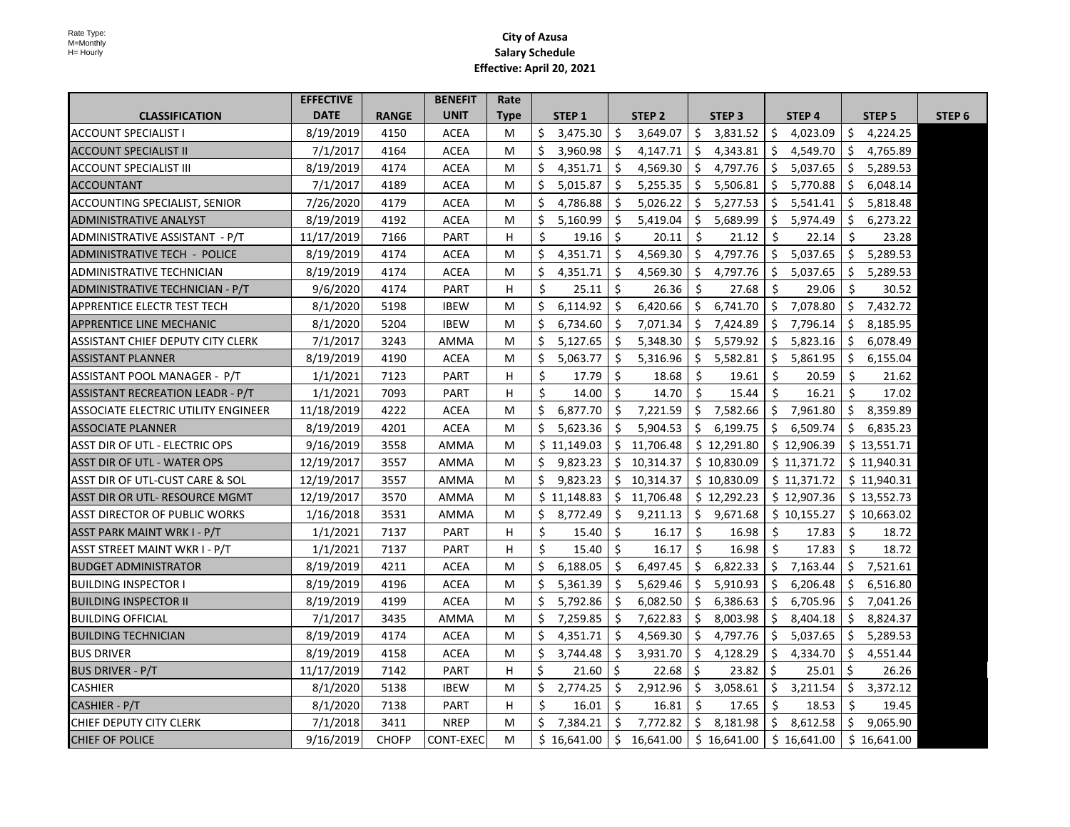Rate Type:
M=Monthly
H= Hourly

**City of Azusa**
**Salary Schedule**
**Effective: April 20, 2021**

| CLASSIFICATION | EFFECTIVE DATE | RANGE | BENEFIT UNIT | Rate Type | STEP 1 | STEP 2 | STEP 3 | STEP 4 | STEP 5 | STEP 6 |
|---|---|---|---|---|---|---|---|---|---|---|
| ACCOUNT SPECIALIST I | 8/19/2019 | 4150 | ACEA | M | $ 3,475.30 | $ 3,649.07 | $ 3,831.52 | $ 4,023.09 | $ 4,224.25 | |
| ACCOUNT SPECIALIST II | 7/1/2017 | 4164 | ACEA | M | $ 3,960.98 | $ 4,147.71 | $ 4,343.81 | $ 4,549.70 | $ 4,765.89 | |
| ACCOUNT SPECIALIST III | 8/19/2019 | 4174 | ACEA | M | $ 4,351.71 | $ 4,569.30 | $ 4,797.76 | $ 5,037.65 | $ 5,289.53 | |
| ACCOUNTANT | 7/1/2017 | 4189 | ACEA | M | $ 5,015.87 | $ 5,255.35 | $ 5,506.81 | $ 5,770.88 | $ 6,048.14 | |
| ACCOUNTING SPECIALIST, SENIOR | 7/26/2020 | 4179 | ACEA | M | $ 4,786.88 | $ 5,026.22 | $ 5,277.53 | $ 5,541.41 | $ 5,818.48 | |
| ADMINISTRATIVE ANALYST | 8/19/2019 | 4192 | ACEA | M | $ 5,160.99 | $ 5,419.04 | $ 5,689.99 | $ 5,974.49 | $ 6,273.22 | |
| ADMINISTRATIVE ASSISTANT - P/T | 11/17/2019 | 7166 | PART | H | $ 19.16 | $ 20.11 | $ 21.12 | $ 22.14 | $ 23.28 | |
| ADMINISTRATIVE TECH - POLICE | 8/19/2019 | 4174 | ACEA | M | $ 4,351.71 | $ 4,569.30 | $ 4,797.76 | $ 5,037.65 | $ 5,289.53 | |
| ADMINISTRATIVE TECHNICIAN | 8/19/2019 | 4174 | ACEA | M | $ 4,351.71 | $ 4,569.30 | $ 4,797.76 | $ 5,037.65 | $ 5,289.53 | |
| ADMINISTRATIVE TECHNICIAN - P/T | 9/6/2020 | 4174 | PART | H | $ 25.11 | $ 26.36 | $ 27.68 | $ 29.06 | $ 30.52 | |
| APPRENTICE ELECTR TEST TECH | 8/1/2020 | 5198 | IBEW | M | $ 6,114.92 | $ 6,420.66 | $ 6,741.70 | $ 7,078.80 | $ 7,432.72 | |
| APPRENTICE LINE MECHANIC | 8/1/2020 | 5204 | IBEW | M | $ 6,734.60 | $ 7,071.34 | $ 7,424.89 | $ 7,796.14 | $ 8,185.95 | |
| ASSISTANT CHIEF DEPUTY CITY CLERK | 7/1/2017 | 3243 | AMMA | M | $ 5,127.65 | $ 5,348.30 | $ 5,579.92 | $ 5,823.16 | $ 6,078.49 | |
| ASSISTANT PLANNER | 8/19/2019 | 4190 | ACEA | M | $ 5,063.77 | $ 5,316.96 | $ 5,582.81 | $ 5,861.95 | $ 6,155.04 | |
| ASSISTANT POOL MANAGER - P/T | 1/1/2021 | 7123 | PART | H | $ 17.79 | $ 18.68 | $ 19.61 | $ 20.59 | $ 21.62 | |
| ASSISTANT RECREATION LEADR - P/T | 1/1/2021 | 7093 | PART | H | $ 14.00 | $ 14.70 | $ 15.44 | $ 16.21 | $ 17.02 | |
| ASSOCIATE ELECTRIC UTILITY ENGINEER | 11/18/2019 | 4222 | ACEA | M | $ 6,877.70 | $ 7,221.59 | $ 7,582.66 | $ 7,961.80 | $ 8,359.89 | |
| ASSOCIATE PLANNER | 8/19/2019 | 4201 | ACEA | M | $ 5,623.36 | $ 5,904.53 | $ 6,199.75 | $ 6,509.74 | $ 6,835.23 | |
| ASST DIR OF UTL - ELECTRIC OPS | 9/16/2019 | 3558 | AMMA | M | $ 11,149.03 | $ 11,706.48 | $ 12,291.80 | $ 12,906.39 | $ 13,551.71 | |
| ASST DIR OF UTL - WATER OPS | 12/19/2017 | 3557 | AMMA | M | $ 9,823.23 | $ 10,314.37 | $ 10,830.09 | $ 11,371.72 | $ 11,940.31 | |
| ASST DIR OF UTL-CUST CARE & SOL | 12/19/2017 | 3557 | AMMA | M | $ 9,823.23 | $ 10,314.37 | $ 10,830.09 | $ 11,371.72 | $ 11,940.31 | |
| ASST DIR OR UTL- RESOURCE MGMT | 12/19/2017 | 3570 | AMMA | M | $ 11,148.83 | $ 11,706.48 | $ 12,292.23 | $ 12,907.36 | $ 13,552.73 | |
| ASST DIRECTOR OF PUBLIC WORKS | 1/16/2018 | 3531 | AMMA | M | $ 8,772.49 | $ 9,211.13 | $ 9,671.68 | $ 10,155.27 | $ 10,663.02 | |
| ASST PARK MAINT WRK I - P/T | 1/1/2021 | 7137 | PART | H | $ 15.40 | $ 16.17 | $ 16.98 | $ 17.83 | $ 18.72 | |
| ASST STREET MAINT WKR I - P/T | 1/1/2021 | 7137 | PART | H | $ 15.40 | $ 16.17 | $ 16.98 | $ 17.83 | $ 18.72 | |
| BUDGET ADMINISTRATOR | 8/19/2019 | 4211 | ACEA | M | $ 6,188.05 | $ 6,497.45 | $ 6,822.33 | $ 7,163.44 | $ 7,521.61 | |
| BUILDING INSPECTOR I | 8/19/2019 | 4196 | ACEA | M | $ 5,361.39 | $ 5,629.46 | $ 5,910.93 | $ 6,206.48 | $ 6,516.80 | |
| BUILDING INSPECTOR II | 8/19/2019 | 4199 | ACEA | M | $ 5,792.86 | $ 6,082.50 | $ 6,386.63 | $ 6,705.96 | $ 7,041.26 | |
| BUILDING OFFICIAL | 7/1/2017 | 3435 | AMMA | M | $ 7,259.85 | $ 7,622.83 | $ 8,003.98 | $ 8,404.18 | $ 8,824.37 | |
| BUILDING TECHNICIAN | 8/19/2019 | 4174 | ACEA | M | $ 4,351.71 | $ 4,569.30 | $ 4,797.76 | $ 5,037.65 | $ 5,289.53 | |
| BUS DRIVER | 8/19/2019 | 4158 | ACEA | M | $ 3,744.48 | $ 3,931.70 | $ 4,128.29 | $ 4,334.70 | $ 4,551.44 | |
| BUS DRIVER - P/T | 11/17/2019 | 7142 | PART | H | $ 21.60 | $ 22.68 | $ 23.82 | $ 25.01 | $ 26.26 | |
| CASHIER | 8/1/2020 | 5138 | IBEW | M | $ 2,774.25 | $ 2,912.96 | $ 3,058.61 | $ 3,211.54 | $ 3,372.12 | |
| CASHIER - P/T | 8/1/2020 | 7138 | PART | H | $ 16.01 | $ 16.81 | $ 17.65 | $ 18.53 | $ 19.45 | |
| CHIEF DEPUTY CITY CLERK | 7/1/2018 | 3411 | NREP | M | $ 7,384.21 | $ 7,772.82 | $ 8,181.98 | $ 8,612.58 | $ 9,065.90 | |
| CHIEF OF POLICE | 9/16/2019 | CHOFP | CONT-EXEC | M | $ 16,641.00 | $ 16,641.00 | $ 16,641.00 | $ 16,641.00 | $ 16,641.00 | |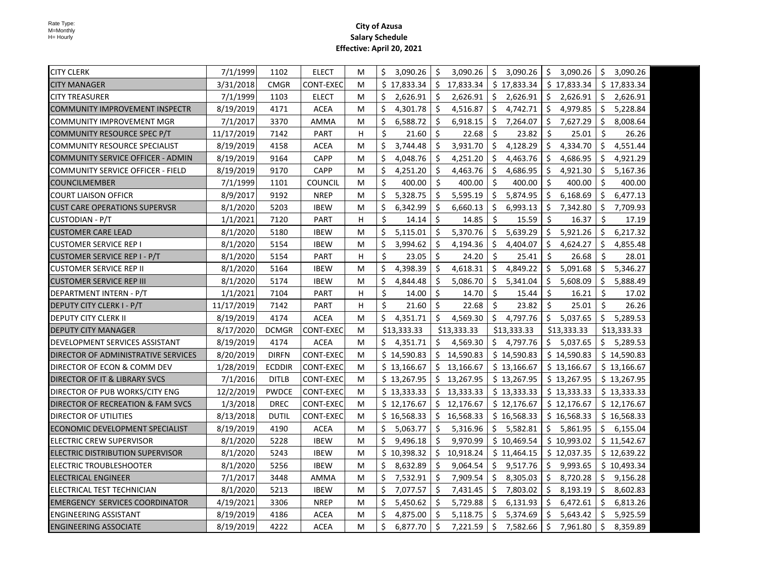Rate Type:
M=Monthly
H= Hourly

**City of Azusa**
**Salary Schedule**
**Effective: April 20, 2021**

| | | | | | | | | | |
|---|---|---|---|---|---|---|---|---|---|
| CITY CLERK | 7/1/1999 | 1102 | ELECT | M | $ 3,090.26 | $ 3,090.26 | $ 3,090.26 | $ 3,090.26 | $ 3,090.26 |
| CITY MANAGER | 3/31/2018 | CMGR | CONT-EXEC | M | $ 17,833.34 | $ 17,833.34 | $ 17,833.34 | $ 17,833.34 | $ 17,833.34 |
| CITY TREASURER | 7/1/1999 | 1103 | ELECT | M | $ 2,626.91 | $ 2,626.91 | $ 2,626.91 | $ 2,626.91 | $ 2,626.91 |
| COMMUNITY IMPROVEMENT INSPECTR | 8/19/2019 | 4171 | ACEA | M | $ 4,301.78 | $ 4,516.87 | $ 4,742.71 | $ 4,979.85 | $ 5,228.84 |
| COMMUNITY IMPROVEMENT MGR | 7/1/2017 | 3370 | AMMA | M | $ 6,588.72 | $ 6,918.15 | $ 7,264.07 | $ 7,627.29 | $ 8,008.64 |
| COMMUNITY RESOURCE SPEC P/T | 11/17/2019 | 7142 | PART | H | $ 21.60 | $ 22.68 | $ 23.82 | $ 25.01 | $ 26.26 |
| COMMUNITY RESOURCE SPECIALIST | 8/19/2019 | 4158 | ACEA | M | $ 3,744.48 | $ 3,931.70 | $ 4,128.29 | $ 4,334.70 | $ 4,551.44 |
| COMMUNITY SERVICE OFFICER - ADMIN | 8/19/2019 | 9164 | CAPP | M | $ 4,048.76 | $ 4,251.20 | $ 4,463.76 | $ 4,686.95 | $ 4,921.29 |
| COMMUNITY SERVICE OFFICER - FIELD | 8/19/2019 | 9170 | CAPP | M | $ 4,251.20 | $ 4,463.76 | $ 4,686.95 | $ 4,921.30 | $ 5,167.36 |
| COUNCILMEMBER | 7/1/1999 | 1101 | COUNCIL | M | $ 400.00 | $ 400.00 | $ 400.00 | $ 400.00 | $ 400.00 |
| COURT LIAISON OFFICR | 8/9/2017 | 9192 | NREP | M | $ 5,328.75 | $ 5,595.19 | $ 5,874.95 | $ 6,168.69 | $ 6,477.13 |
| CUST CARE OPERATIONS SUPERVSR | 8/1/2020 | 5203 | IBEW | M | $ 6,342.99 | $ 6,660.13 | $ 6,993.13 | $ 7,342.80 | $ 7,709.93 |
| CUSTODIAN - P/T | 1/1/2021 | 7120 | PART | H | $ 14.14 | $ 14.85 | $ 15.59 | $ 16.37 | $ 17.19 |
| CUSTOMER CARE LEAD | 8/1/2020 | 5180 | IBEW | M | $ 5,115.01 | $ 5,370.76 | $ 5,639.29 | $ 5,921.26 | $ 6,217.32 |
| CUSTOMER SERVICE REP I | 8/1/2020 | 5154 | IBEW | M | $ 3,994.62 | $ 4,194.36 | $ 4,404.07 | $ 4,624.27 | $ 4,855.48 |
| CUSTOMER SERVICE REP I - P/T | 8/1/2020 | 5154 | PART | H | $ 23.05 | $ 24.20 | $ 25.41 | $ 26.68 | $ 28.01 |
| CUSTOMER SERVICE REP II | 8/1/2020 | 5164 | IBEW | M | $ 4,398.39 | $ 4,618.31 | $ 4,849.22 | $ 5,091.68 | $ 5,346.27 |
| CUSTOMER SERVICE REP III | 8/1/2020 | 5174 | IBEW | M | $ 4,844.48 | $ 5,086.70 | $ 5,341.04 | $ 5,608.09 | $ 5,888.49 |
| DEPARTMENT INTERN - P/T | 1/1/2021 | 7104 | PART | H | $ 14.00 | $ 14.70 | $ 15.44 | $ 16.21 | $ 17.02 |
| DEPUTY CITY CLERK I - P/T | 11/17/2019 | 7142 | PART | H | $ 21.60 | $ 22.68 | $ 23.82 | $ 25.01 | $ 26.26 |
| DEPUTY CITY CLERK II | 8/19/2019 | 4174 | ACEA | M | $ 4,351.71 | $ 4,569.30 | $ 4,797.76 | $ 5,037.65 | $ 5,289.53 |
| DEPUTY CITY MANAGER | 8/17/2020 | DCMGR | CONT-EXEC | M | $13,333.33 | $13,333.33 | $13,333.33 | $13,333.33 | $13,333.33 |
| DEVELOPMENT SERVICES ASSISTANT | 8/19/2019 | 4174 | ACEA | M | $ 4,351.71 | $ 4,569.30 | $ 4,797.76 | $ 5,037.65 | $ 5,289.53 |
| DIRECTOR OF ADMINISTRATIVE SERVICES | 8/20/2019 | DIRFN | CONT-EXEC | M | $ 14,590.83 | $ 14,590.83 | $ 14,590.83 | $ 14,590.83 | $ 14,590.83 |
| DIRECTOR OF ECON & COMM DEV | 1/28/2019 | ECDDIR | CONT-EXEC | M | $ 13,166.67 | $ 13,166.67 | $ 13,166.67 | $ 13,166.67 | $ 13,166.67 |
| DIRECTOR OF IT & LIBRARY SVCS | 7/1/2016 | DITLB | CONT-EXEC | M | $ 13,267.95 | $ 13,267.95 | $ 13,267.95 | $ 13,267.95 | $ 13,267.95 |
| DIRECTOR OF PUB WORKS/CITY ENG | 12/2/2019 | PWDCE | CONT-EXEC | M | $ 13,333.33 | $ 13,333.33 | $ 13,333.33 | $ 13,333.33 | $ 13,333.33 |
| DIRECTOR OF RECREATION & FAM SVCS | 1/3/2018 | DREC | CONT-EXEC | M | $ 12,176.67 | $ 12,176.67 | $ 12,176.67 | $ 12,176.67 | $ 12,176.67 |
| DIRECTOR OF UTILITIES | 8/13/2018 | DUTIL | CONT-EXEC | M | $ 16,568.33 | $ 16,568.33 | $ 16,568.33 | $ 16,568.33 | $ 16,568.33 |
| ECONOMIC DEVELOPMENT SPECIALIST | 8/19/2019 | 4190 | ACEA | M | $ 5,063.77 | $ 5,316.96 | $ 5,582.81 | $ 5,861.95 | $ 6,155.04 |
| ELECTRIC CREW SUPERVISOR | 8/1/2020 | 5228 | IBEW | M | $ 9,496.18 | $ 9,970.99 | $ 10,469.54 | $ 10,993.02 | $ 11,542.67 |
| ELECTRIC DISTRIBUTION SUPERVISOR | 8/1/2020 | 5243 | IBEW | M | $ 10,398.32 | $ 10,918.24 | $ 11,464.15 | $ 12,037.35 | $ 12,639.22 |
| ELECTRIC TROUBLESHOOTER | 8/1/2020 | 5256 | IBEW | M | $ 8,632.89 | $ 9,064.54 | $ 9,517.76 | $ 9,993.65 | $ 10,493.34 |
| ELECTRICAL ENGINEER | 7/1/2017 | 3448 | AMMA | M | $ 7,532.91 | $ 7,909.54 | $ 8,305.03 | $ 8,720.28 | $ 9,156.28 |
| ELECTRICAL TEST TECHNICIAN | 8/1/2020 | 5213 | IBEW | M | $ 7,077.57 | $ 7,431.45 | $ 7,803.02 | $ 8,193.19 | $ 8,602.83 |
| EMERGENCY SERVICES COORDINATOR | 4/19/2021 | 3306 | NREP | M | $ 5,450.62 | $ 5,729.88 | $ 6,131.93 | $ 6,472.61 | $ 6,813.26 |
| ENGINEERING ASSISTANT | 8/19/2019 | 4186 | ACEA | M | $ 4,875.00 | $ 5,118.75 | $ 5,374.69 | $ 5,643.42 | $ 5,925.59 |
| ENGINEERING ASSOCIATE | 8/19/2019 | 4222 | ACEA | M | $ 6,877.70 | $ 7,221.59 | $ 7,582.66 | $ 7,961.80 | $ 8,359.89 |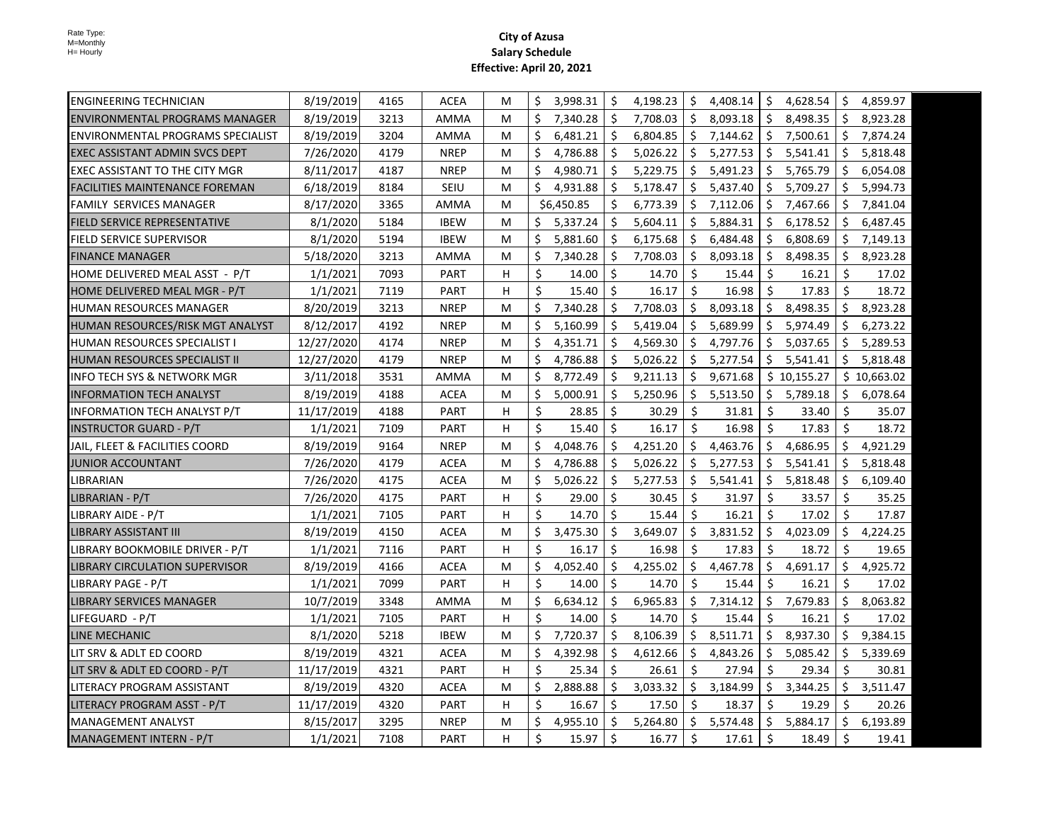Rate Type:
M=Monthly
H= Hourly

# City of Azusa
## Salary Schedule
### Effective: April 20, 2021

| | | | | | | | | | |
|---|---|---|---|---|---|---|---|---|---|
| ENGINEERING TECHNICIAN | 8/19/2019 | 4165 | ACEA | M | $ 3,998.31 | $ 4,198.23 | $ 4,408.14 | $ 4,628.54 | $ 4,859.97 |
| ENVIRONMENTAL PROGRAMS MANAGER | 8/19/2019 | 3213 | AMMA | M | $ 7,340.28 | $ 7,708.03 | $ 8,093.18 | $ 8,498.35 | $ 8,923.28 |
| ENVIRONMENTAL PROGRAMS SPECIALIST | 8/19/2019 | 3204 | AMMA | M | $ 6,481.21 | $ 6,804.85 | $ 7,144.62 | $ 7,500.61 | $ 7,874.24 |
| EXEC ASSISTANT ADMIN SVCS DEPT | 7/26/2020 | 4179 | NREP | M | $ 4,786.88 | $ 5,026.22 | $ 5,277.53 | $ 5,541.41 | $ 5,818.48 |
| EXEC ASSISTANT TO THE CITY MGR | 8/11/2017 | 4187 | NREP | M | $ 4,980.71 | $ 5,229.75 | $ 5,491.23 | $ 5,765.79 | $ 6,054.08 |
| FACILITIES MAINTENANCE FOREMAN | 6/18/2019 | 8184 | SEIU | M | $ 4,931.88 | $ 5,178.47 | $ 5,437.40 | $ 5,709.27 | $ 5,994.73 |
| FAMILY SERVICES MANAGER | 8/17/2020 | 3365 | AMMA | M | $6,450.85 | $ 6,773.39 | $ 7,112.06 | $ 7,467.66 | $ 7,841.04 |
| FIELD SERVICE REPRESENTATIVE | 8/1/2020 | 5184 | IBEW | M | $ 5,337.24 | $ 5,604.11 | $ 5,884.31 | $ 6,178.52 | $ 6,487.45 |
| FIELD SERVICE SUPERVISOR | 8/1/2020 | 5194 | IBEW | M | $ 5,881.60 | $ 6,175.68 | $ 6,484.48 | $ 6,808.69 | $ 7,149.13 |
| FINANCE MANAGER | 5/18/2020 | 3213 | AMMA | M | $ 7,340.28 | $ 7,708.03 | $ 8,093.18 | $ 8,498.35 | $ 8,923.28 |
| HOME DELIVERED MEAL ASST - P/T | 1/1/2021 | 7093 | PART | H | $ 14.00 | $ 14.70 | $ 15.44 | $ 16.21 | $ 17.02 |
| HOME DELIVERED MEAL MGR - P/T | 1/1/2021 | 7119 | PART | H | $ 15.40 | $ 16.17 | $ 16.98 | $ 17.83 | $ 18.72 |
| HUMAN RESOURCES MANAGER | 8/20/2019 | 3213 | NREP | M | $ 7,340.28 | $ 7,708.03 | $ 8,093.18 | $ 8,498.35 | $ 8,923.28 |
| HUMAN RESOURCES/RISK MGT ANALYST | 8/12/2017 | 4192 | NREP | M | $ 5,160.99 | $ 5,419.04 | $ 5,689.99 | $ 5,974.49 | $ 6,273.22 |
| HUMAN RESOURCES SPECIALIST I | 12/27/2020 | 4174 | NREP | M | $ 4,351.71 | $ 4,569.30 | $ 4,797.76 | $ 5,037.65 | $ 5,289.53 |
| HUMAN RESOURCES SPECIALIST II | 12/27/2020 | 4179 | NREP | M | $ 4,786.88 | $ 5,026.22 | $ 5,277.54 | $ 5,541.41 | $ 5,818.48 |
| INFO TECH SYS & NETWORK MGR | 3/11/2018 | 3531 | AMMA | M | $ 8,772.49 | $ 9,211.13 | $ 9,671.68 | $ 10,155.27 | $ 10,663.02 |
| INFORMATION TECH ANALYST | 8/19/2019 | 4188 | ACEA | M | $ 5,000.91 | $ 5,250.96 | $ 5,513.50 | $ 5,789.18 | $ 6,078.64 |
| INFORMATION TECH ANALYST P/T | 11/17/2019 | 4188 | PART | H | $ 28.85 | $ 30.29 | $ 31.81 | $ 33.40 | $ 35.07 |
| INSTRUCTOR GUARD - P/T | 1/1/2021 | 7109 | PART | H | $ 15.40 | $ 16.17 | $ 16.98 | $ 17.83 | $ 18.72 |
| JAIL, FLEET & FACILITIES COORD | 8/19/2019 | 9164 | NREP | M | $ 4,048.76 | $ 4,251.20 | $ 4,463.76 | $ 4,686.95 | $ 4,921.29 |
| JUNIOR ACCOUNTANT | 7/26/2020 | 4179 | ACEA | M | $ 4,786.88 | $ 5,026.22 | $ 5,277.53 | $ 5,541.41 | $ 5,818.48 |
| LIBRARIAN | 7/26/2020 | 4175 | ACEA | M | $ 5,026.22 | $ 5,277.53 | $ 5,541.41 | $ 5,818.48 | $ 6,109.40 |
| LIBRARIAN - P/T | 7/26/2020 | 4175 | PART | H | $ 29.00 | $ 30.45 | $ 31.97 | $ 33.57 | $ 35.25 |
| LIBRARY AIDE - P/T | 1/1/2021 | 7105 | PART | H | $ 14.70 | $ 15.44 | $ 16.21 | $ 17.02 | $ 17.87 |
| LIBRARY ASSISTANT III | 8/19/2019 | 4150 | ACEA | M | $ 3,475.30 | $ 3,649.07 | $ 3,831.52 | $ 4,023.09 | $ 4,224.25 |
| LIBRARY BOOKMOBILE DRIVER - P/T | 1/1/2021 | 7116 | PART | H | $ 16.17 | $ 16.98 | $ 17.83 | $ 18.72 | $ 19.65 |
| LIBRARY CIRCULATION SUPERVISOR | 8/19/2019 | 4166 | ACEA | M | $ 4,052.40 | $ 4,255.02 | $ 4,467.78 | $ 4,691.17 | $ 4,925.72 |
| LIBRARY PAGE - P/T | 1/1/2021 | 7099 | PART | H | $ 14.00 | $ 14.70 | $ 15.44 | $ 16.21 | $ 17.02 |
| LIBRARY SERVICES MANAGER | 10/7/2019 | 3348 | AMMA | M | $ 6,634.12 | $ 6,965.83 | $ 7,314.12 | $ 7,679.83 | $ 8,063.82 |
| LIFEGUARD - P/T | 1/1/2021 | 7105 | PART | H | $ 14.00 | $ 14.70 | $ 15.44 | $ 16.21 | $ 17.02 |
| LINE MECHANIC | 8/1/2020 | 5218 | IBEW | M | $ 7,720.37 | $ 8,106.39 | $ 8,511.71 | $ 8,937.30 | $ 9,384.15 |
| LIT SRV & ADLT ED COORD | 8/19/2019 | 4321 | ACEA | M | $ 4,392.98 | $ 4,612.66 | $ 4,843.26 | $ 5,085.42 | $ 5,339.69 |
| LIT SRV & ADLT ED COORD - P/T | 11/17/2019 | 4321 | PART | H | $ 25.34 | $ 26.61 | $ 27.94 | $ 29.34 | $ 30.81 |
| LITERACY PROGRAM ASSISTANT | 8/19/2019 | 4320 | ACEA | M | $ 2,888.88 | $ 3,033.32 | $ 3,184.99 | $ 3,344.25 | $ 3,511.47 |
| LITERACY PROGRAM ASST - P/T | 11/17/2019 | 4320 | PART | H | $ 16.67 | $ 17.50 | $ 18.37 | $ 19.29 | $ 20.26 |
| MANAGEMENT ANALYST | 8/15/2017 | 3295 | NREP | M | $ 4,955.10 | $ 5,264.80 | $ 5,574.48 | $ 5,884.17 | $ 6,193.89 |
| MANAGEMENT INTERN - P/T | 1/1/2021 | 7108 | PART | H | $ 15.97 | $ 16.77 | $ 17.61 | $ 18.49 | $ 19.41 |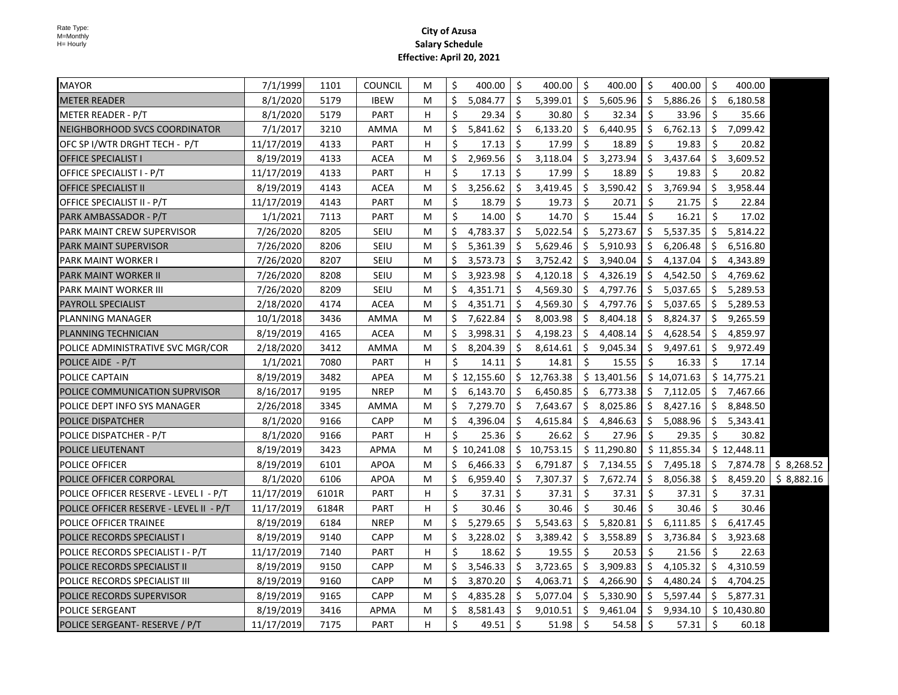Rate Type:
M=Monthly
H= Hourly

**City of Azusa**
**Salary Schedule**
**Effective: April 20, 2021**

| | | | | | | | | | | |
|---|---|---|---|---|---|---|---|---|---|---|
| MAYOR | 7/1/1999 | 1101 | COUNCIL | M | $ 400.00 | $ 400.00 | $ 400.00 | $ 400.00 | $ 400.00 | |
| METER READER | 8/1/2020 | 5179 | IBEW | M | $ 5,084.77 | $ 5,399.01 | $ 5,605.96 | $ 5,886.26 | $ 6,180.58 | |
| METER READER - P/T | 8/1/2020 | 5179 | PART | H | $ 29.34 | $ 30.80 | $ 32.34 | $ 33.96 | $ 35.66 | |
| NEIGHBORHOOD SVCS COORDINATOR | 7/1/2017 | 3210 | AMMA | M | $ 5,841.62 | $ 6,133.20 | $ 6,440.95 | $ 6,762.13 | $ 7,099.42 | |
| OFC SP I/WTR DRGHT TECH - P/T | 11/17/2019 | 4133 | PART | H | $ 17.13 | $ 17.99 | $ 18.89 | $ 19.83 | $ 20.82 | |
| OFFICE SPECIALIST I | 8/19/2019 | 4133 | ACEA | M | $ 2,969.56 | $ 3,118.04 | $ 3,273.94 | $ 3,437.64 | $ 3,609.52 | |
| OFFICE SPECIALIST I - P/T | 11/17/2019 | 4133 | PART | H | $ 17.13 | $ 17.99 | $ 18.89 | $ 19.83 | $ 20.82 | |
| OFFICE SPECIALIST II | 8/19/2019 | 4143 | ACEA | M | $ 3,256.62 | $ 3,419.45 | $ 3,590.42 | $ 3,769.94 | $ 3,958.44 | |
| OFFICE SPECIALIST II - P/T | 11/17/2019 | 4143 | PART | M | $ 18.79 | $ 19.73 | $ 20.71 | $ 21.75 | $ 22.84 | |
| PARK AMBASSADOR - P/T | 1/1/2021 | 7113 | PART | M | $ 14.00 | $ 14.70 | $ 15.44 | $ 16.21 | $ 17.02 | |
| PARK MAINT CREW SUPERVISOR | 7/26/2020 | 8205 | SEIU | M | $ 4,783.37 | $ 5,022.54 | $ 5,273.67 | $ 5,537.35 | $ 5,814.22 | |
| PARK MAINT SUPERVISOR | 7/26/2020 | 8206 | SEIU | M | $ 5,361.39 | $ 5,629.46 | $ 5,910.93 | $ 6,206.48 | $ 6,516.80 | |
| PARK MAINT WORKER I | 7/26/2020 | 8207 | SEIU | M | $ 3,573.73 | $ 3,752.42 | $ 3,940.04 | $ 4,137.04 | $ 4,343.89 | |
| PARK MAINT WORKER II | 7/26/2020 | 8208 | SEIU | M | $ 3,923.98 | $ 4,120.18 | $ 4,326.19 | $ 4,542.50 | $ 4,769.62 | |
| PARK MAINT WORKER III | 7/26/2020 | 8209 | SEIU | M | $ 4,351.71 | $ 4,569.30 | $ 4,797.76 | $ 5,037.65 | $ 5,289.53 | |
| PAYROLL SPECIALIST | 2/18/2020 | 4174 | ACEA | M | $ 4,351.71 | $ 4,569.30 | $ 4,797.76 | $ 5,037.65 | $ 5,289.53 | |
| PLANNING MANAGER | 10/1/2018 | 3436 | AMMA | M | $ 7,622.84 | $ 8,003.98 | $ 8,404.18 | $ 8,824.37 | $ 9,265.59 | |
| PLANNING TECHNICIAN | 8/19/2019 | 4165 | ACEA | M | $ 3,998.31 | $ 4,198.23 | $ 4,408.14 | $ 4,628.54 | $ 4,859.97 | |
| POLICE ADMINISTRATIVE SVC MGR/COR | 2/18/2020 | 3412 | AMMA | M | $ 8,204.39 | $ 8,614.61 | $ 9,045.34 | $ 9,497.61 | $ 9,972.49 | |
| POLICE AIDE - P/T | 1/1/2021 | 7080 | PART | H | $ 14.11 | $ 14.81 | $ 15.55 | $ 16.33 | $ 17.14 | |
| POLICE CAPTAIN | 8/19/2019 | 3482 | APEA | M | $ 12,155.60 | $ 12,763.38 | $ 13,401.56 | $ 14,071.63 | $ 14,775.21 | |
| POLICE COMMUNICATION SUPRVISOR | 8/16/2017 | 9195 | NREP | M | $ 6,143.70 | $ 6,450.85 | $ 6,773.38 | $ 7,112.05 | $ 7,467.66 | |
| POLICE DEPT INFO SYS MANAGER | 2/26/2018 | 3345 | AMMA | M | $ 7,279.70 | $ 7,643.67 | $ 8,025.86 | $ 8,427.16 | $ 8,848.50 | |
| POLICE DISPATCHER | 8/1/2020 | 9166 | CAPP | M | $ 4,396.04 | $ 4,615.84 | $ 4,846.63 | $ 5,088.96 | $ 5,343.41 | |
| POLICE DISPATCHER - P/T | 8/1/2020 | 9166 | PART | H | $ 25.36 | $ 26.62 | $ 27.96 | $ 29.35 | $ 30.82 | |
| POLICE LIEUTENANT | 8/19/2019 | 3423 | APMA | M | $ 10,241.08 | $ 10,753.15 | $ 11,290.80 | $ 11,855.34 | $ 12,448.11 | |
| POLICE OFFICER | 8/19/2019 | 6101 | APOA | M | $ 6,466.33 | $ 6,791.87 | $ 7,134.55 | $ 7,495.18 | $ 7,874.78 | $ 8,268.52 |
| POLICE OFFICER CORPORAL | 8/1/2020 | 6106 | APOA | M | $ 6,959.40 | $ 7,307.37 | $ 7,672.74 | $ 8,056.38 | $ 8,459.20 | $ 8,882.16 |
| POLICE OFFICER RESERVE - LEVEL I - P/T | 11/17/2019 | 6101R | PART | H | $ 37.31 | $ 37.31 | $ 37.31 | $ 37.31 | $ 37.31 | |
| POLICE OFFICER RESERVE - LEVEL II - P/T | 11/17/2019 | 6184R | PART | H | $ 30.46 | $ 30.46 | $ 30.46 | $ 30.46 | $ 30.46 | |
| POLICE OFFICER TRAINEE | 8/19/2019 | 6184 | NREP | M | $ 5,279.65 | $ 5,543.63 | $ 5,820.81 | $ 6,111.85 | $ 6,417.45 | |
| POLICE RECORDS SPECIALIST I | 8/19/2019 | 9140 | CAPP | M | $ 3,228.02 | $ 3,389.42 | $ 3,558.89 | $ 3,736.84 | $ 3,923.68 | |
| POLICE RECORDS SPECIALIST I - P/T | 11/17/2019 | 7140 | PART | H | $ 18.62 | $ 19.55 | $ 20.53 | $ 21.56 | $ 22.63 | |
| POLICE RECORDS SPECIALIST II | 8/19/2019 | 9150 | CAPP | M | $ 3,546.33 | $ 3,723.65 | $ 3,909.83 | $ 4,105.32 | $ 4,310.59 | |
| POLICE RECORDS SPECIALIST III | 8/19/2019 | 9160 | CAPP | M | $ 3,870.20 | $ 4,063.71 | $ 4,266.90 | $ 4,480.24 | $ 4,704.25 | |
| POLICE RECORDS SUPERVISOR | 8/19/2019 | 9165 | CAPP | M | $ 4,835.28 | $ 5,077.04 | $ 5,330.90 | $ 5,597.44 | $ 5,877.31 | |
| POLICE SERGEANT | 8/19/2019 | 3416 | APMA | M | $ 8,581.43 | $ 9,010.51 | $ 9,461.04 | $ 9,934.10 | $ 10,430.80 | |
| POLICE SERGEANT- RESERVE / P/T | 11/17/2019 | 7175 | PART | H | $ 49.51 | $ 51.98 | $ 54.58 | $ 57.31 | $ 60.18 | |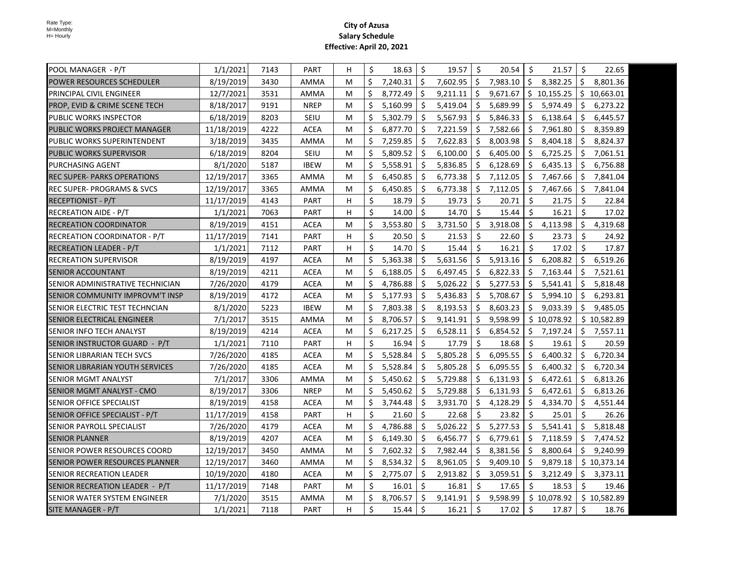Rate Type:
M=Monthly
H= Hourly

**City of Azusa**
**Salary Schedule**
**Effective: April 20, 2021**

| | | | | | | | | | |
|---|---|---|---|---|---|---|---|---|---|
| POOL MANAGER - P/T | 1/1/2021 | 7143 | PART | H | $ 18.63 | $ 19.57 | $ 20.54 | $ 21.57 | $ 22.65 |
| POWER RESOURCES SCHEDULER | 8/19/2019 | 3430 | AMMA | M | $ 7,240.31 | $ 7,602.95 | $ 7,983.10 | $ 8,382.25 | $ 8,801.36 |
| PRINCIPAL CIVIL ENGINEER | 12/7/2021 | 3531 | AMMA | M | $ 8,772.49 | $ 9,211.11 | $ 9,671.67 | $ 10,155.25 | $ 10,663.01 |
| PROP, EVID & CRIME SCENE TECH | 8/18/2017 | 9191 | NREP | M | $ 5,160.99 | $ 5,419.04 | $ 5,689.99 | $ 5,974.49 | $ 6,273.22 |
| PUBLIC WORKS INSPECTOR | 6/18/2019 | 8203 | SEIU | M | $ 5,302.79 | $ 5,567.93 | $ 5,846.33 | $ 6,138.64 | $ 6,445.57 |
| PUBLIC WORKS PROJECT MANAGER | 11/18/2019 | 4222 | ACEA | M | $ 6,877.70 | $ 7,221.59 | $ 7,582.66 | $ 7,961.80 | $ 8,359.89 |
| PUBLIC WORKS SUPERINTENDENT | 3/18/2019 | 3435 | AMMA | M | $ 7,259.85 | $ 7,622.83 | $ 8,003.98 | $ 8,404.18 | $ 8,824.37 |
| PUBLIC WORKS SUPERVISOR | 6/18/2019 | 8204 | SEIU | M | $ 5,809.52 | $ 6,100.00 | $ 6,405.00 | $ 6,725.25 | $ 7,061.51 |
| PURCHASING AGENT | 8/1/2020 | 5187 | IBEW | M | $ 5,558.91 | $ 5,836.85 | $ 6,128.69 | $ 6,435.13 | $ 6,756.88 |
| REC SUPER- PARKS OPERATIONS | 12/19/2017 | 3365 | AMMA | M | $ 6,450.85 | $ 6,773.38 | $ 7,112.05 | $ 7,467.66 | $ 7,841.04 |
| REC SUPER- PROGRAMS & SVCS | 12/19/2017 | 3365 | AMMA | M | $ 6,450.85 | $ 6,773.38 | $ 7,112.05 | $ 7,467.66 | $ 7,841.04 |
| RECEPTIONIST - P/T | 11/17/2019 | 4143 | PART | H | $ 18.79 | $ 19.73 | $ 20.71 | $ 21.75 | $ 22.84 |
| RECREATION AIDE - P/T | 1/1/2021 | 7063 | PART | H | $ 14.00 | $ 14.70 | $ 15.44 | $ 16.21 | $ 17.02 |
| RECREATION COORDINATOR | 8/19/2019 | 4151 | ACEA | M | $ 3,553.80 | $ 3,731.50 | $ 3,918.08 | $ 4,113.98 | $ 4,319.68 |
| RECREATION COORDINATOR - P/T | 11/17/2019 | 7141 | PART | H | $ 20.50 | $ 21.53 | $ 22.60 | $ 23.73 | $ 24.92 |
| RECREATION LEADER - P/T | 1/1/2021 | 7112 | PART | H | $ 14.70 | $ 15.44 | $ 16.21 | $ 17.02 | $ 17.87 |
| RECREATION SUPERVISOR | 8/19/2019 | 4197 | ACEA | M | $ 5,363.38 | $ 5,631.56 | $ 5,913.16 | $ 6,208.82 | $ 6,519.26 |
| SENIOR ACCOUNTANT | 8/19/2019 | 4211 | ACEA | M | $ 6,188.05 | $ 6,497.45 | $ 6,822.33 | $ 7,163.44 | $ 7,521.61 |
| SENIOR ADMINISTRATIVE TECHNICIAN | 7/26/2020 | 4179 | ACEA | M | $ 4,786.88 | $ 5,026.22 | $ 5,277.53 | $ 5,541.41 | $ 5,818.48 |
| SENIOR COMMUNITY IMPROVM'T INSP | 8/19/2019 | 4172 | ACEA | M | $ 5,177.93 | $ 5,436.83 | $ 5,708.67 | $ 5,994.10 | $ 6,293.81 |
| SENIOR ELECTRIC TEST TECHNCIAN | 8/1/2020 | 5223 | IBEW | M | $ 7,803.38 | $ 8,193.53 | $ 8,603.23 | $ 9,033.39 | $ 9,485.05 |
| SENIOR ELECTRICAL ENGINEER | 7/1/2017 | 3515 | AMMA | M | $ 8,706.57 | $ 9,141.91 | $ 9,598.99 | $ 10,078.92 | $ 10,582.89 |
| SENIOR INFO TECH ANALYST | 8/19/2019 | 4214 | ACEA | M | $ 6,217.25 | $ 6,528.11 | $ 6,854.52 | $ 7,197.24 | $ 7,557.11 |
| SENIOR INSTRUCTOR GUARD - P/T | 1/1/2021 | 7110 | PART | H | $ 16.94 | $ 17.79 | $ 18.68 | $ 19.61 | $ 20.59 |
| SENIOR LIBRARIAN TECH SVCS | 7/26/2020 | 4185 | ACEA | M | $ 5,528.84 | $ 5,805.28 | $ 6,095.55 | $ 6,400.32 | $ 6,720.34 |
| SENIOR LIBRARIAN YOUTH SERVICES | 7/26/2020 | 4185 | ACEA | M | $ 5,528.84 | $ 5,805.28 | $ 6,095.55 | $ 6,400.32 | $ 6,720.34 |
| SENIOR MGMT ANALYST | 7/1/2017 | 3306 | AMMA | M | $ 5,450.62 | $ 5,729.88 | $ 6,131.93 | $ 6,472.61 | $ 6,813.26 |
| SENIOR MGMT ANALYST - CMO | 8/19/2017 | 3306 | NREP | M | $ 5,450.62 | $ 5,729.88 | $ 6,131.93 | $ 6,472.61 | $ 6,813.26 |
| SENIOR OFFICE SPECIALIST | 8/19/2019 | 4158 | ACEA | M | $ 3,744.48 | $ 3,931.70 | $ 4,128.29 | $ 4,334.70 | $ 4,551.44 |
| SENIOR OFFICE SPECIALIST - P/T | 11/17/2019 | 4158 | PART | H | $ 21.60 | $ 22.68 | $ 23.82 | $ 25.01 | $ 26.26 |
| SENIOR PAYROLL SPECIALIST | 7/26/2020 | 4179 | ACEA | M | $ 4,786.88 | $ 5,026.22 | $ 5,277.53 | $ 5,541.41 | $ 5,818.48 |
| SENIOR PLANNER | 8/19/2019 | 4207 | ACEA | M | $ 6,149.30 | $ 6,456.77 | $ 6,779.61 | $ 7,118.59 | $ 7,474.52 |
| SENIOR POWER RESOURCES COORD | 12/19/2017 | 3450 | AMMA | M | $ 7,602.32 | $ 7,982.44 | $ 8,381.56 | $ 8,800.64 | $ 9,240.99 |
| SENIOR POWER RESOURCES PLANNER | 12/19/2017 | 3460 | AMMA | M | $ 8,534.32 | $ 8,961.05 | $ 9,409.10 | $ 9,879.18 | $ 10,373.14 |
| SENIOR RECREATION LEADER | 10/19/2020 | 4180 | ACEA | M | $ 2,775.07 | $ 2,913.82 | $ 3,059.51 | $ 3,212.49 | $ 3,373.11 |
| SENIOR RECREATION LEADER - P/T | 11/17/2019 | 7148 | PART | M | $ 16.01 | $ 16.81 | $ 17.65 | $ 18.53 | $ 19.46 |
| SENIOR WATER SYSTEM ENGINEER | 7/1/2020 | 3515 | AMMA | M | $ 8,706.57 | $ 9,141.91 | $ 9,598.99 | $ 10,078.92 | $ 10,582.89 |
| SITE MANAGER - P/T | 1/1/2021 | 7118 | PART | H | $ 15.44 | $ 16.21 | $ 17.02 | $ 17.87 | $ 18.76 |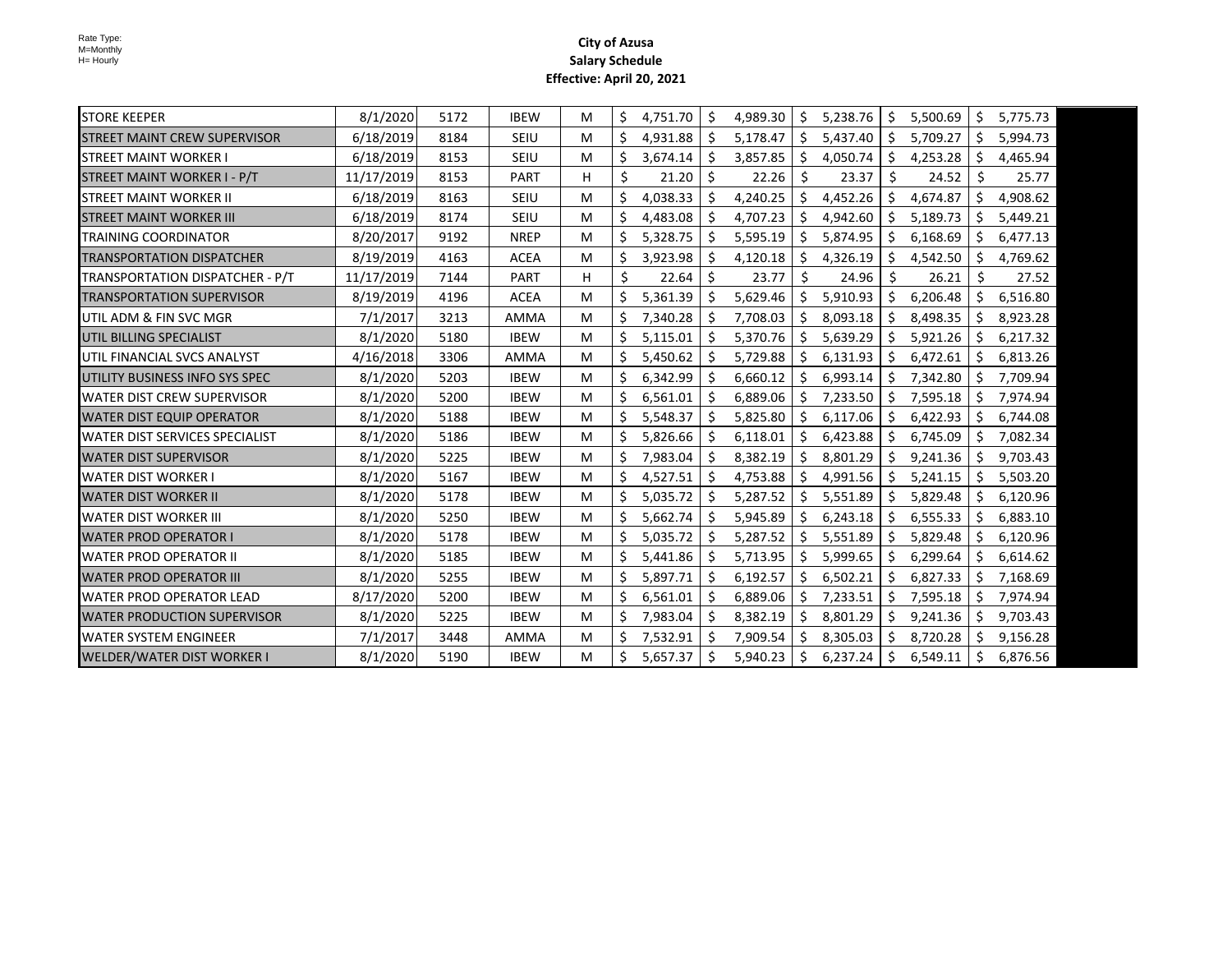Rate Type:
M=Monthly
H= Hourly

**City of Azusa**
**Salary Schedule**
**Effective: April 20, 2021**

| | | | | | | | | | |
|---|---|---|---|---|---|---|---|---|---|
| STORE KEEPER | 8/1/2020 | 5172 | IBEW | M | $ 4,751.70 | $ 4,989.30 | $ 5,238.76 | $ 5,500.69 | $ 5,775.73 |
| STREET MAINT CREW SUPERVISOR | 6/18/2019 | 8184 | SEIU | M | $ 4,931.88 | $ 5,178.47 | $ 5,437.40 | $ 5,709.27 | $ 5,994.73 |
| STREET MAINT WORKER I | 6/18/2019 | 8153 | SEIU | M | $ 3,674.14 | $ 3,857.85 | $ 4,050.74 | $ 4,253.28 | $ 4,465.94 |
| STREET MAINT WORKER I - P/T | 11/17/2019 | 8153 | PART | H | $ 21.20 | $ 22.26 | $ 23.37 | $ 24.52 | $ 25.77 |
| STREET MAINT WORKER II | 6/18/2019 | 8163 | SEIU | M | $ 4,038.33 | $ 4,240.25 | $ 4,452.26 | $ 4,674.87 | $ 4,908.62 |
| STREET MAINT WORKER III | 6/18/2019 | 8174 | SEIU | M | $ 4,483.08 | $ 4,707.23 | $ 4,942.60 | $ 5,189.73 | $ 5,449.21 |
| TRAINING COORDINATOR | 8/20/2017 | 9192 | NREP | M | $ 5,328.75 | $ 5,595.19 | $ 5,874.95 | $ 6,168.69 | $ 6,477.13 |
| TRANSPORTATION DISPATCHER | 8/19/2019 | 4163 | ACEA | M | $ 3,923.98 | $ 4,120.18 | $ 4,326.19 | $ 4,542.50 | $ 4,769.62 |
| TRANSPORTATION DISPATCHER - P/T | 11/17/2019 | 7144 | PART | H | $ 22.64 | $ 23.77 | $ 24.96 | $ 26.21 | $ 27.52 |
| TRANSPORTATION SUPERVISOR | 8/19/2019 | 4196 | ACEA | M | $ 5,361.39 | $ 5,629.46 | $ 5,910.93 | $ 6,206.48 | $ 6,516.80 |
| UTIL ADM & FIN SVC MGR | 7/1/2017 | 3213 | AMMA | M | $ 7,340.28 | $ 7,708.03 | $ 8,093.18 | $ 8,498.35 | $ 8,923.28 |
| UTIL BILLING SPECIALIST | 8/1/2020 | 5180 | IBEW | M | $ 5,115.01 | $ 5,370.76 | $ 5,639.29 | $ 5,921.26 | $ 6,217.32 |
| UTIL FINANCIAL SVCS ANALYST | 4/16/2018 | 3306 | AMMA | M | $ 5,450.62 | $ 5,729.88 | $ 6,131.93 | $ 6,472.61 | $ 6,813.26 |
| UTILITY BUSINESS INFO SYS SPEC | 8/1/2020 | 5203 | IBEW | M | $ 6,342.99 | $ 6,660.12 | $ 6,993.14 | $ 7,342.80 | $ 7,709.94 |
| WATER DIST CREW SUPERVISOR | 8/1/2020 | 5200 | IBEW | M | $ 6,561.01 | $ 6,889.06 | $ 7,233.50 | $ 7,595.18 | $ 7,974.94 |
| WATER DIST EQUIP OPERATOR | 8/1/2020 | 5188 | IBEW | M | $ 5,548.37 | $ 5,825.80 | $ 6,117.06 | $ 6,422.93 | $ 6,744.08 |
| WATER DIST SERVICES SPECIALIST | 8/1/2020 | 5186 | IBEW | M | $ 5,826.66 | $ 6,118.01 | $ 6,423.88 | $ 6,745.09 | $ 7,082.34 |
| WATER DIST SUPERVISOR | 8/1/2020 | 5225 | IBEW | M | $ 7,983.04 | $ 8,382.19 | $ 8,801.29 | $ 9,241.36 | $ 9,703.43 |
| WATER DIST WORKER I | 8/1/2020 | 5167 | IBEW | M | $ 4,527.51 | $ 4,753.88 | $ 4,991.56 | $ 5,241.15 | $ 5,503.20 |
| WATER DIST WORKER II | 8/1/2020 | 5178 | IBEW | M | $ 5,035.72 | $ 5,287.52 | $ 5,551.89 | $ 5,829.48 | $ 6,120.96 |
| WATER DIST WORKER III | 8/1/2020 | 5250 | IBEW | M | $ 5,662.74 | $ 5,945.89 | $ 6,243.18 | $ 6,555.33 | $ 6,883.10 |
| WATER PROD OPERATOR I | 8/1/2020 | 5178 | IBEW | M | $ 5,035.72 | $ 5,287.52 | $ 5,551.89 | $ 5,829.48 | $ 6,120.96 |
| WATER PROD OPERATOR II | 8/1/2020 | 5185 | IBEW | M | $ 5,441.86 | $ 5,713.95 | $ 5,999.65 | $ 6,299.64 | $ 6,614.62 |
| WATER PROD OPERATOR III | 8/1/2020 | 5255 | IBEW | M | $ 5,897.71 | $ 6,192.57 | $ 6,502.21 | $ 6,827.33 | $ 7,168.69 |
| WATER PROD OPERATOR LEAD | 8/17/2020 | 5200 | IBEW | M | $ 6,561.01 | $ 6,889.06 | $ 7,233.51 | $ 7,595.18 | $ 7,974.94 |
| WATER PRODUCTION SUPERVISOR | 8/1/2020 | 5225 | IBEW | M | $ 7,983.04 | $ 8,382.19 | $ 8,801.29 | $ 9,241.36 | $ 9,703.43 |
| WATER SYSTEM ENGINEER | 7/1/2017 | 3448 | AMMA | M | $ 7,532.91 | $ 7,909.54 | $ 8,305.03 | $ 8,720.28 | $ 9,156.28 |
| WELDER/WATER DIST WORKER I | 8/1/2020 | 5190 | IBEW | M | $ 5,657.37 | $ 5,940.23 | $ 6,237.24 | $ 6,549.11 | $ 6,876.56 |